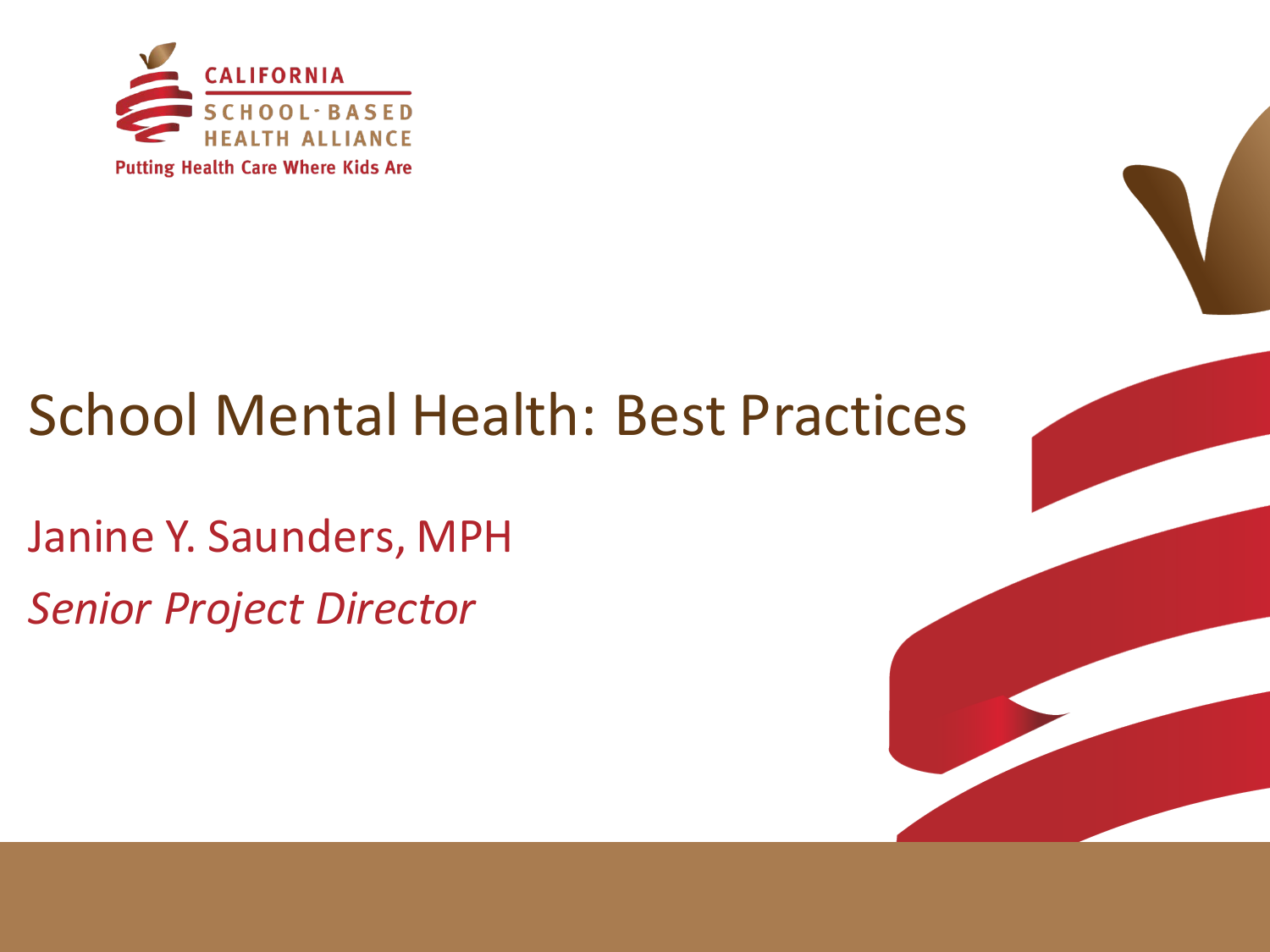CALIFORNIA SCHOOL-BASED HEALTH ALLIANCE

Putting Health Care Where Kids Are

# School Mental Health: Best Practices

Janine Y. Saunders, MPH

*Senior Project Director*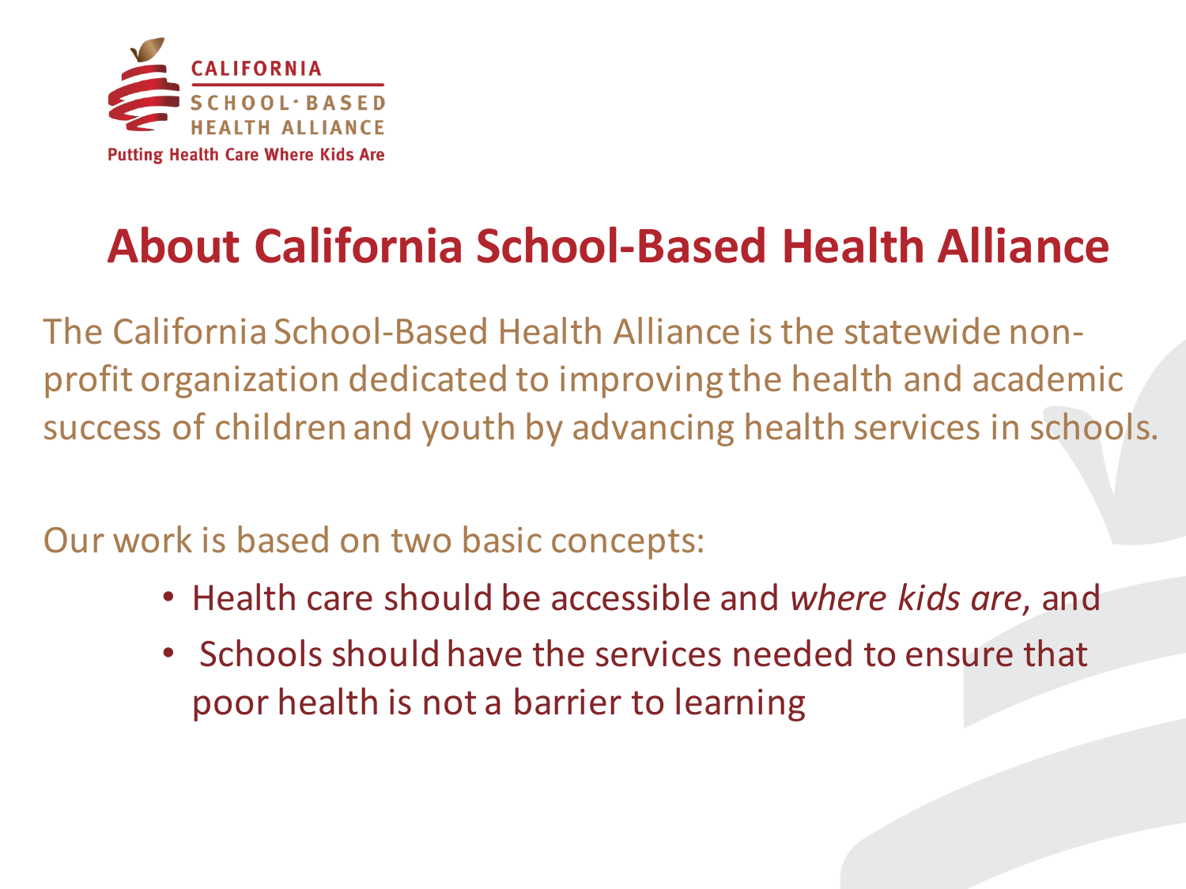CALIFORNIA SCHOOL-BASED HEALTH ALLIANCE

Putting Health Care Where Kids Are

# About California School-Based Health Alliance

The California School-Based Health Alliance is the statewide non-profit organization dedicated to improving the health and academic success of children and youth by advancing health services in schools.

Our work is based on two basic concepts:

- Health care should be accessible and *where kids are,* and
- Schools should have the services needed to ensure that poor health is not a barrier to learning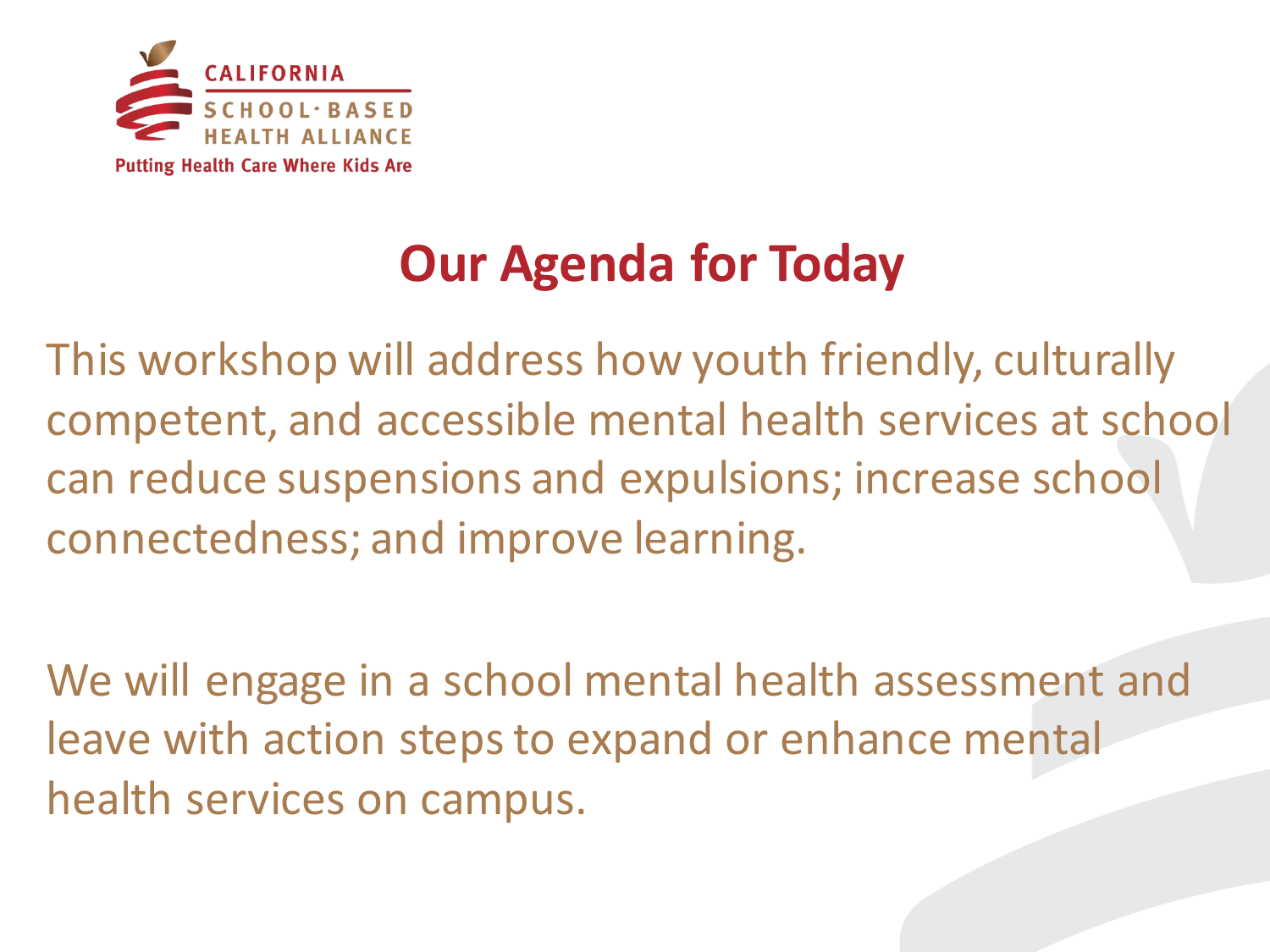CALIFORNIA SCHOOL-BASED HEALTH ALLIANCE
Putting Health Care Where Kids Are

# Our Agenda for Today

This workshop will address how youth friendly, culturally competent, and accessible mental health services at school can reduce suspensions and expulsions; increase school connectedness; and improve learning.

We will engage in a school mental health assessment and leave with action steps to expand or enhance mental health services on campus.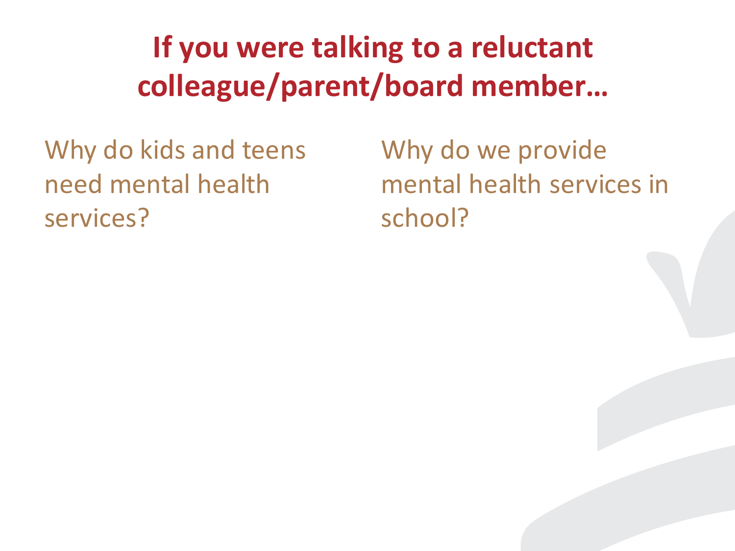# If you were talking to a reluctant colleague/parent/board member…

Why do kids and teens need mental health services?

Why do we provide mental health services in school?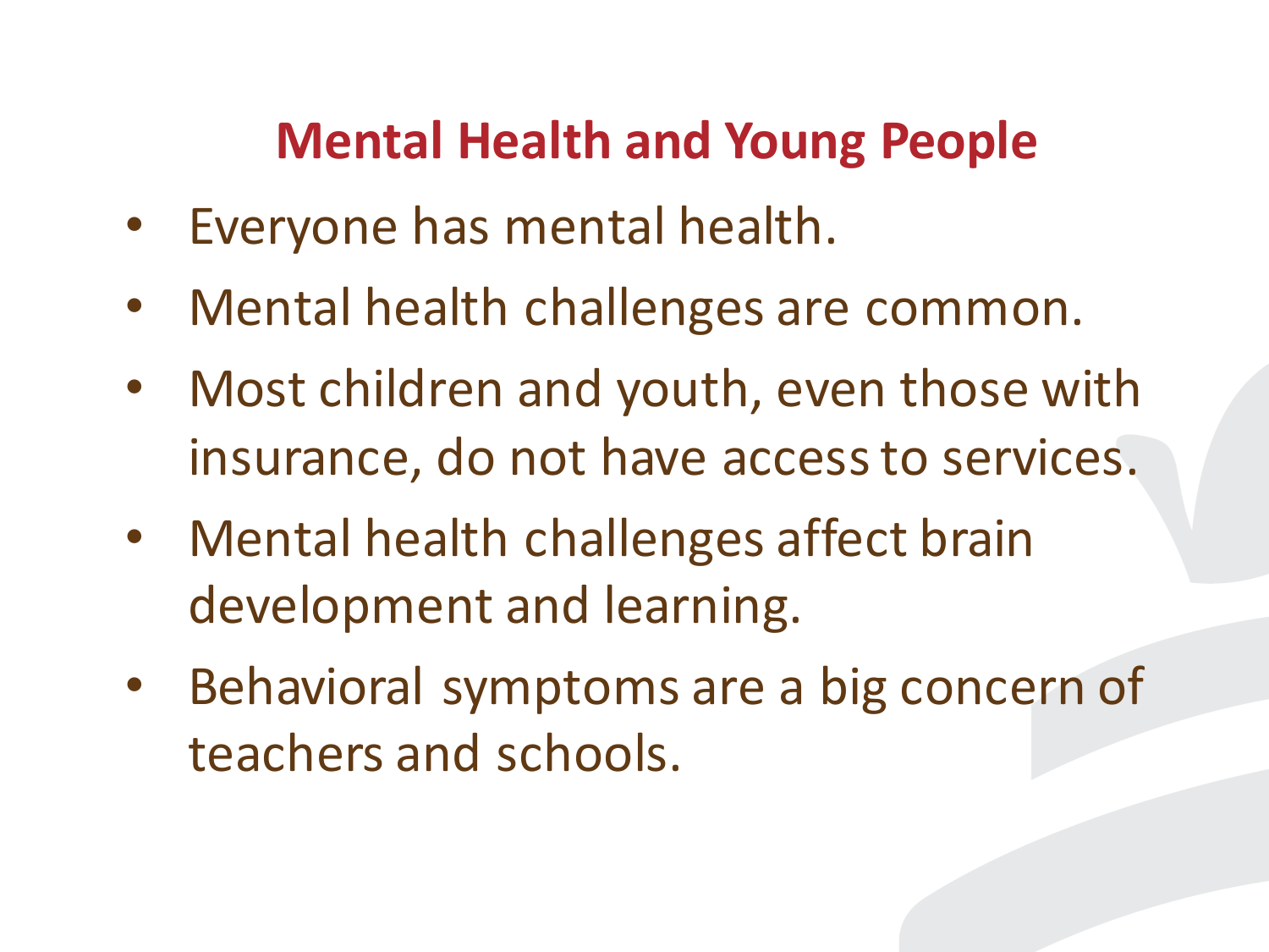## Mental Health and Young People

- Everyone has mental health.
- Mental health challenges are common.
- Most children and youth, even those with insurance, do not have access to services.
- Mental health challenges affect brain development and learning.
- Behavioral symptoms are a big concern of teachers and schools.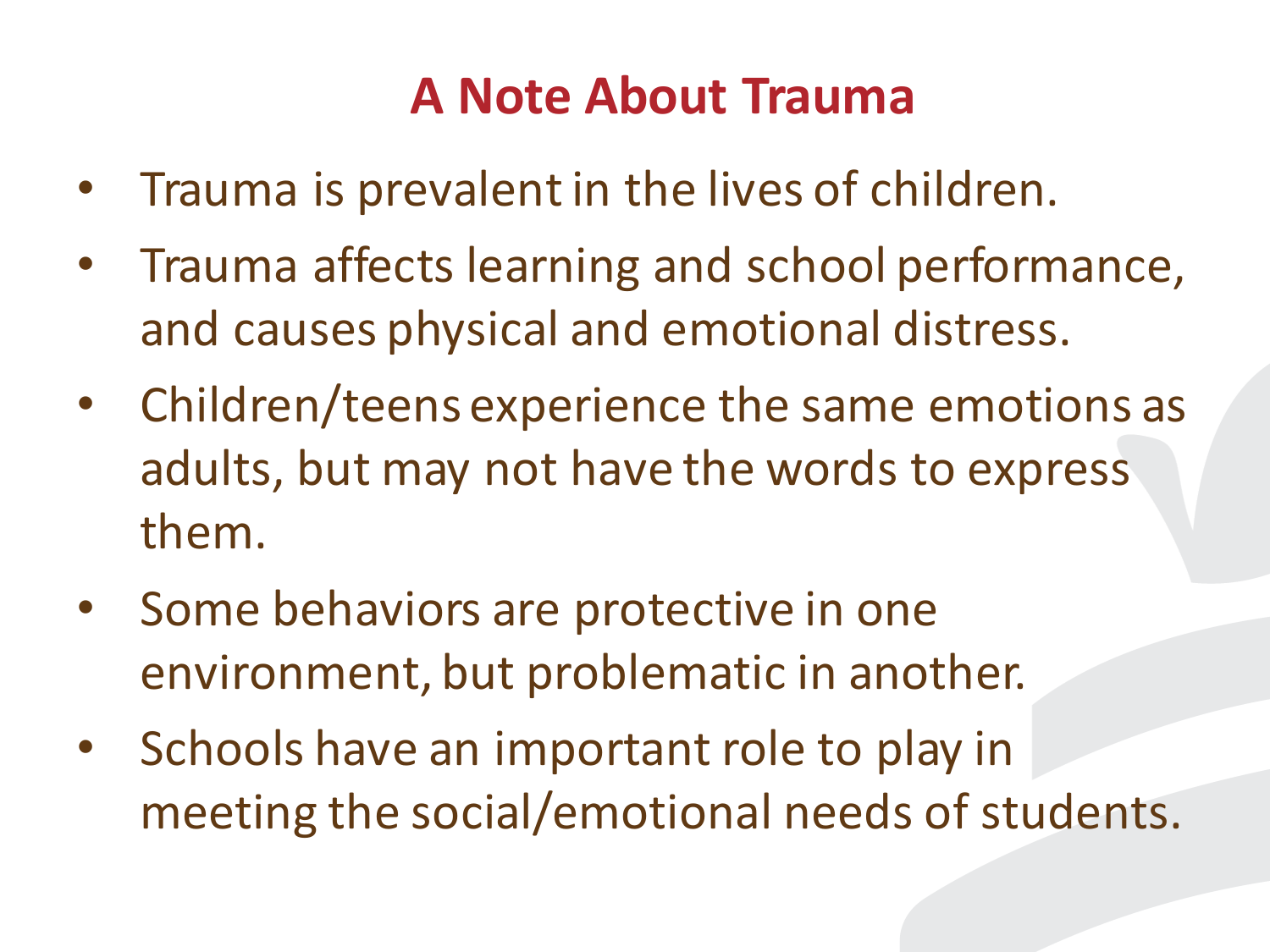# A Note About Trauma

- Trauma is prevalent in the lives of children.
- Trauma affects learning and school performance, and causes physical and emotional distress.
- Children/teens experience the same emotions as adults, but may not have the words to express them.
- Some behaviors are protective in one environment, but problematic in another.
- Schools have an important role to play in meeting the social/emotional needs of students.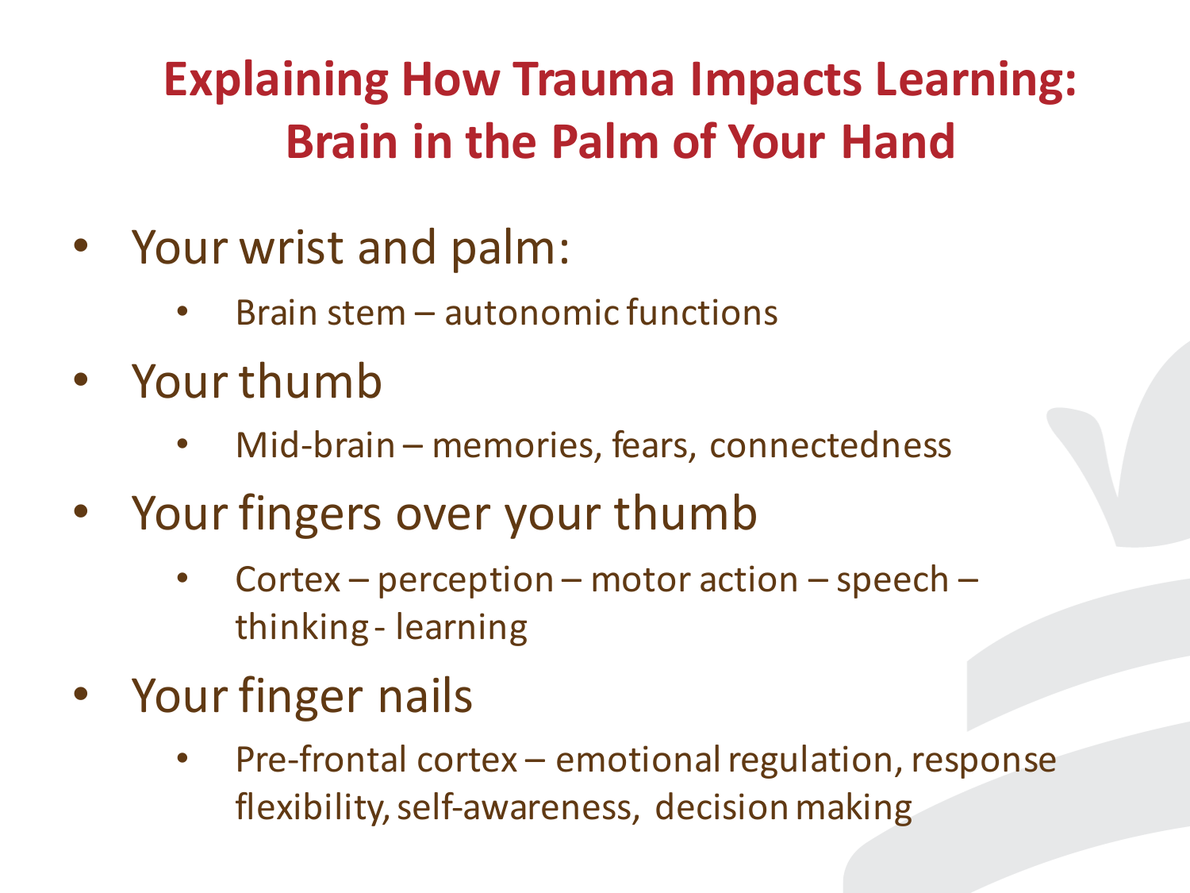# Explaining How Trauma Impacts Learning: Brain in the Palm of Your Hand

- Your wrist and palm:
  - Brain stem – autonomic functions
- Your thumb
  - Mid-brain – memories, fears, connectedness
- Your fingers over your thumb
  - Cortex – perception – motor action – speech – thinking - learning
- Your finger nails
  - Pre-frontal cortex – emotional regulation, response flexibility, self-awareness, decision making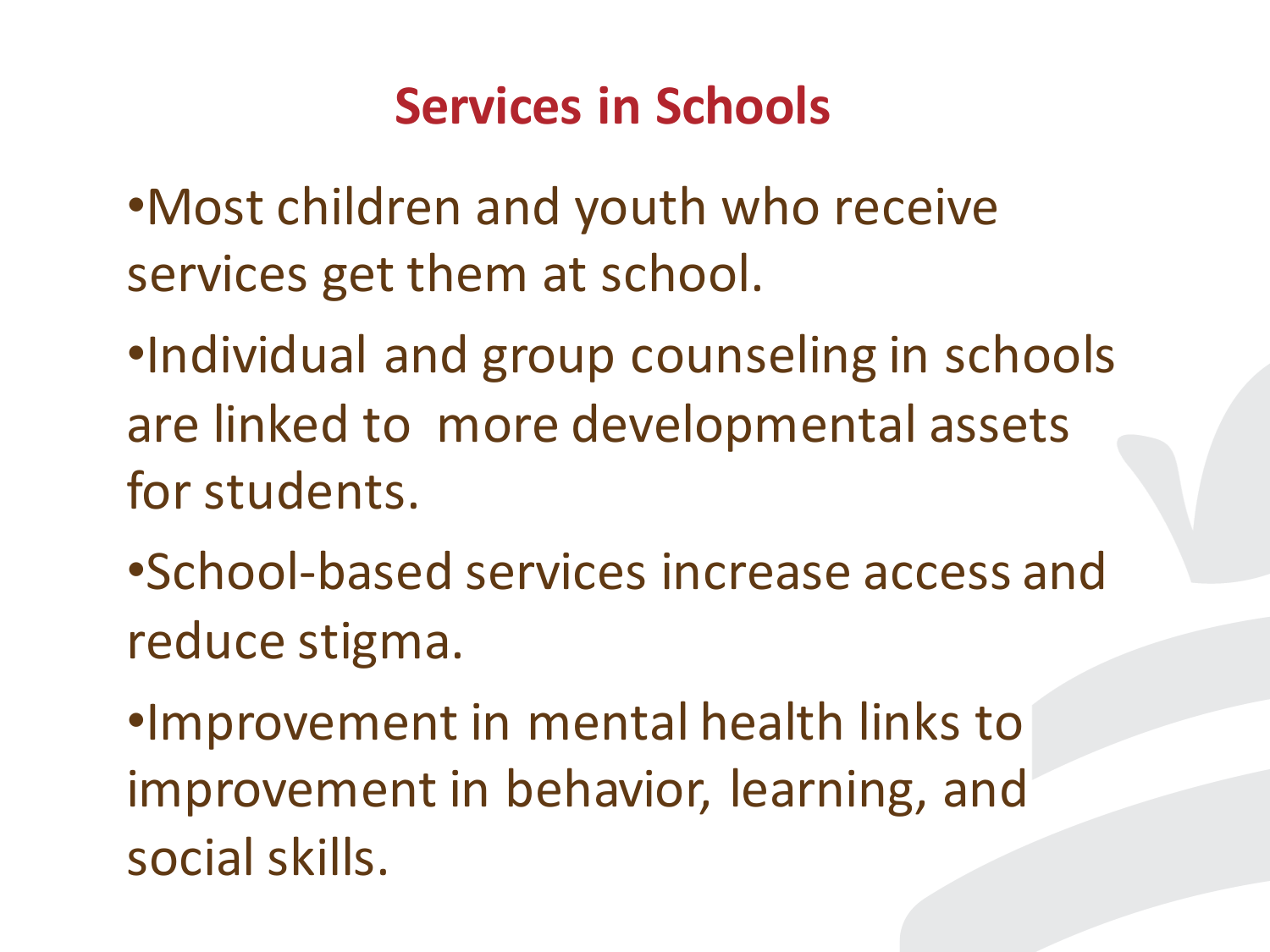# Services in Schools

- Most children and youth who receive services get them at school.
- Individual and group counseling in schools are linked to more developmental assets for students.
- School-based services increase access and reduce stigma.
- Improvement in mental health links to improvement in behavior, learning, and social skills.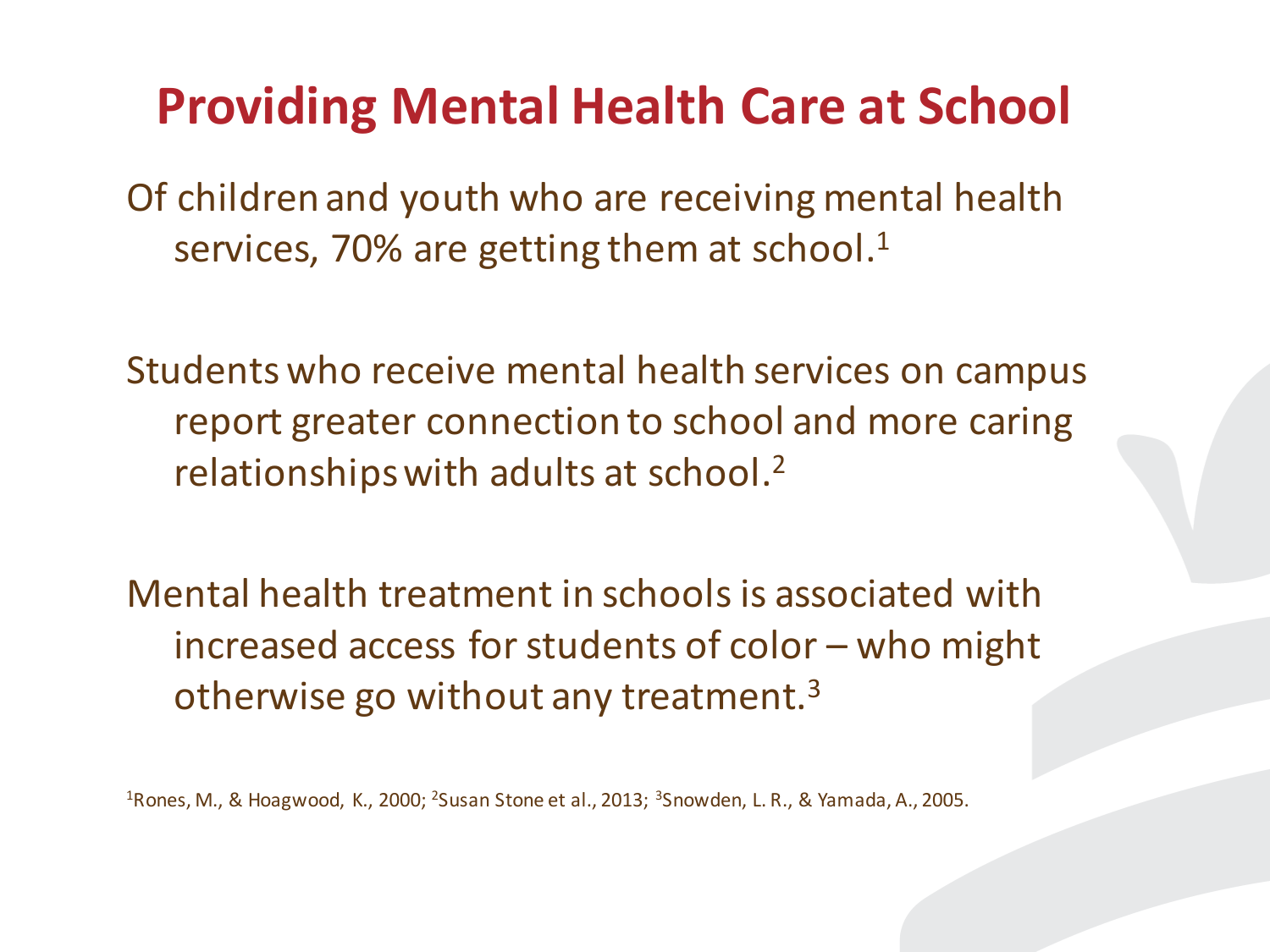# Providing Mental Health Care at School

Of children and youth who are receiving mental health services, 70% are getting them at school.[1]

Students who receive mental health services on campus report greater connection to school and more caring relationships with adults at school.[2]

Mental health treatment in schools is associated with increased access for students of color – who might otherwise go without any treatment.[3]

[1]Rones, M., & Hoagwood, K., 2000; [2]Susan Stone et al., 2013; [3]Snowden, L. R., & Yamada, A., 2005.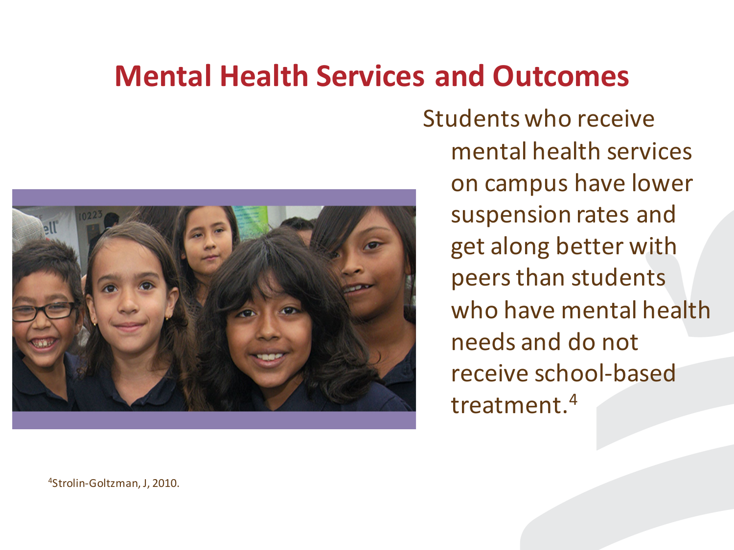# Mental Health Services and Outcomes

Students who receive mental health services on campus have lower suspension rates and get along better with peers than students who have mental health needs and do not receive school-based treatment.[4]

[4]Strolin-Goltzman, J, 2010.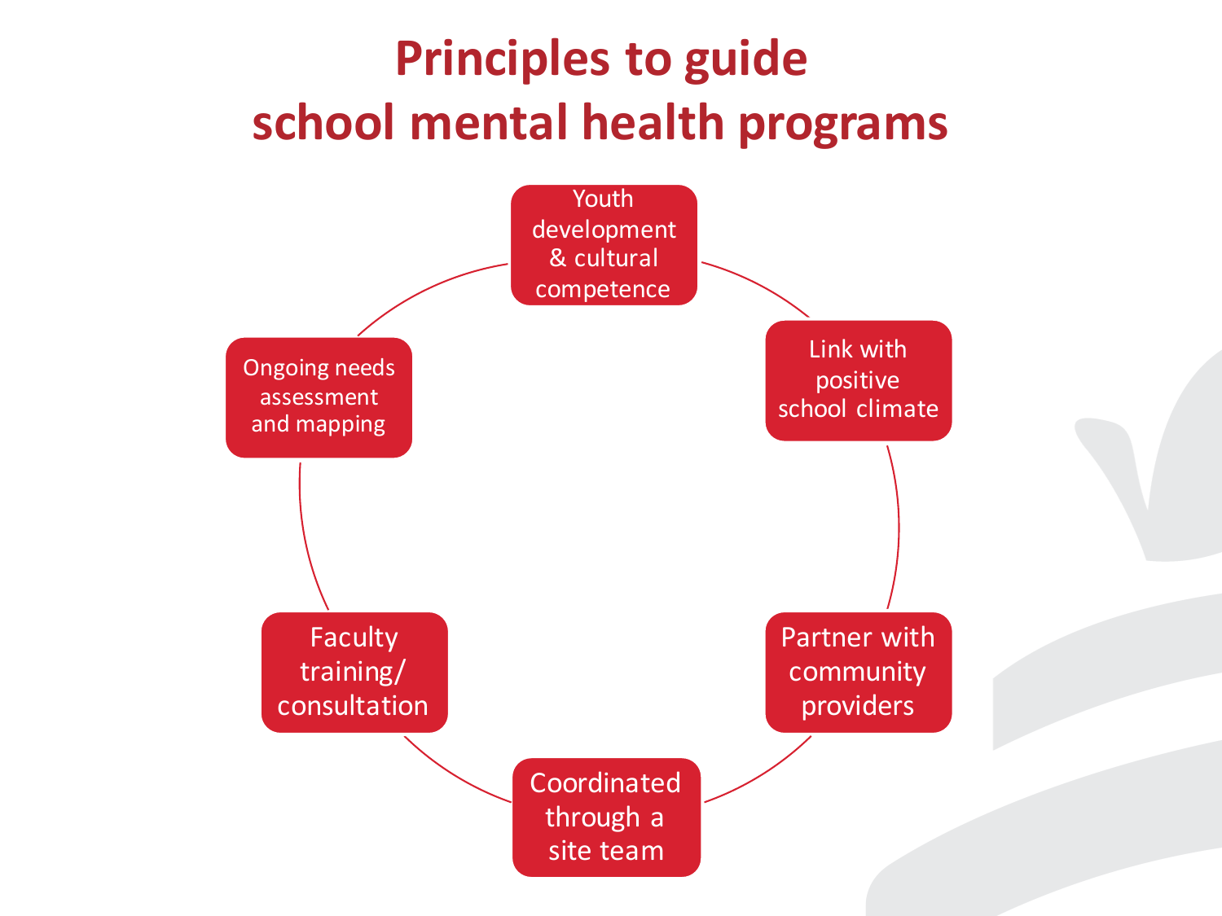# Principles to guide school mental health programs

- Youth development & cultural competence
- Link with positive school climate
- Partner with community providers
- Coordinated through a site team
- Faculty training/ consultation
- Ongoing needs assessment and mapping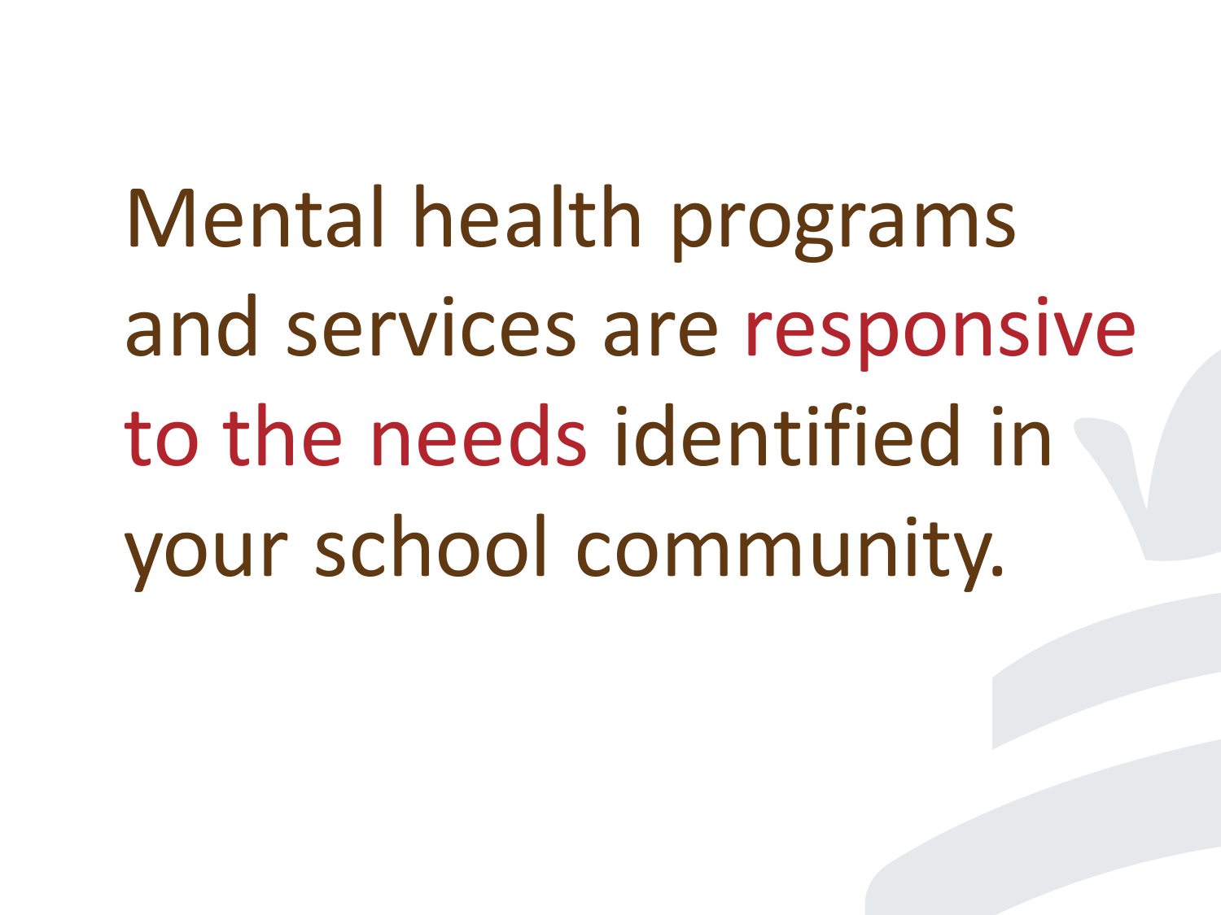Mental health programs and services are responsive to the needs identified in your school community.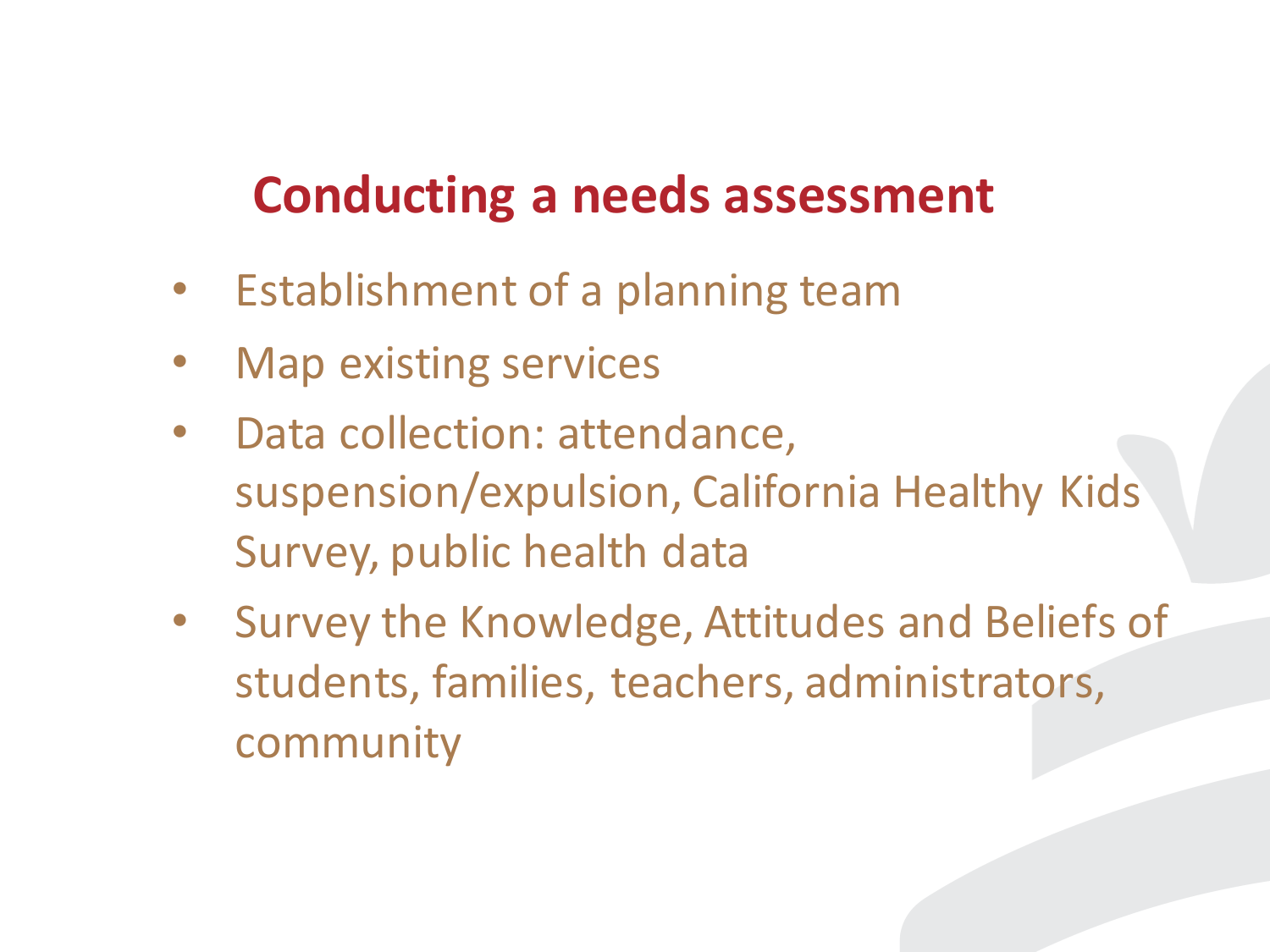# Conducting a needs assessment

- Establishment of a planning team
- Map existing services
- Data collection: attendance, suspension/expulsion, California Healthy Kids Survey, public health data
- Survey the Knowledge, Attitudes and Beliefs of students, families, teachers, administrators, community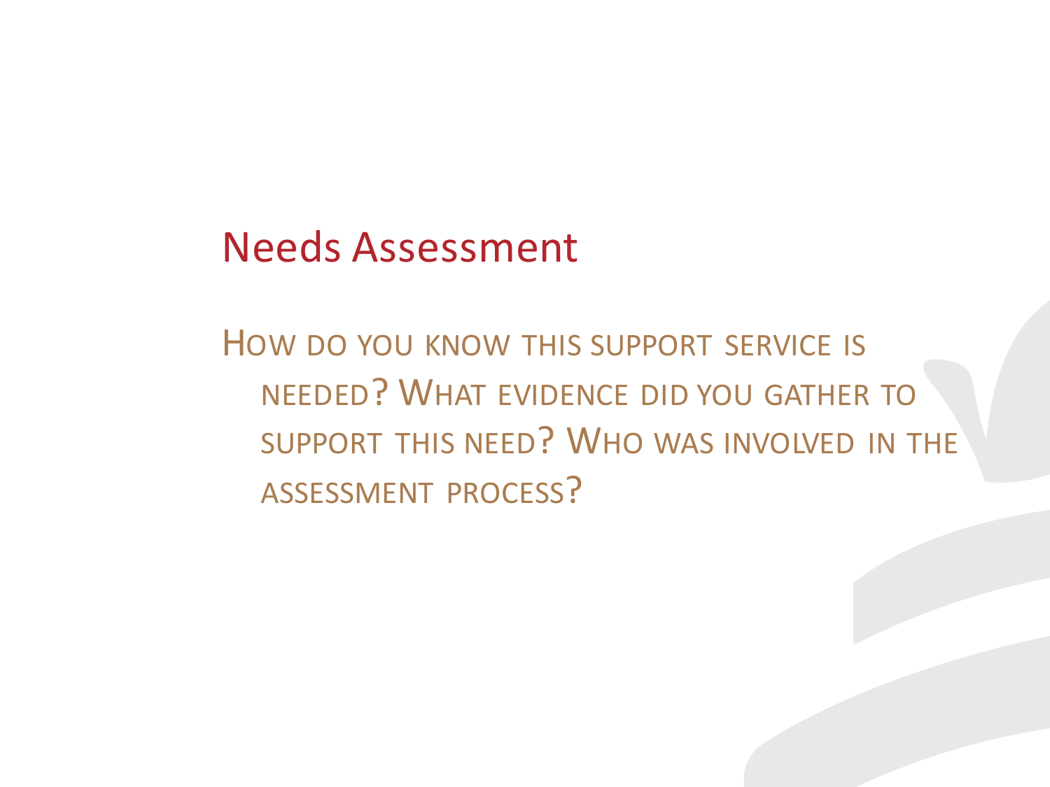# Needs Assessment

How do you know this support service is needed? What evidence did you gather to support this need? Who was involved in the assessment process?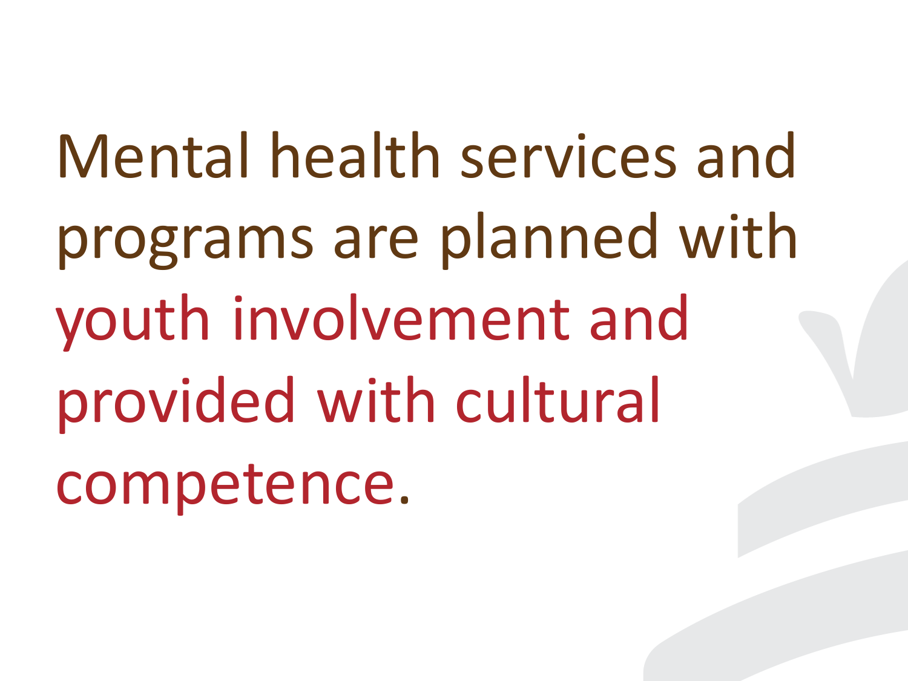Mental health services and programs are planned with youth involvement and provided with cultural competence.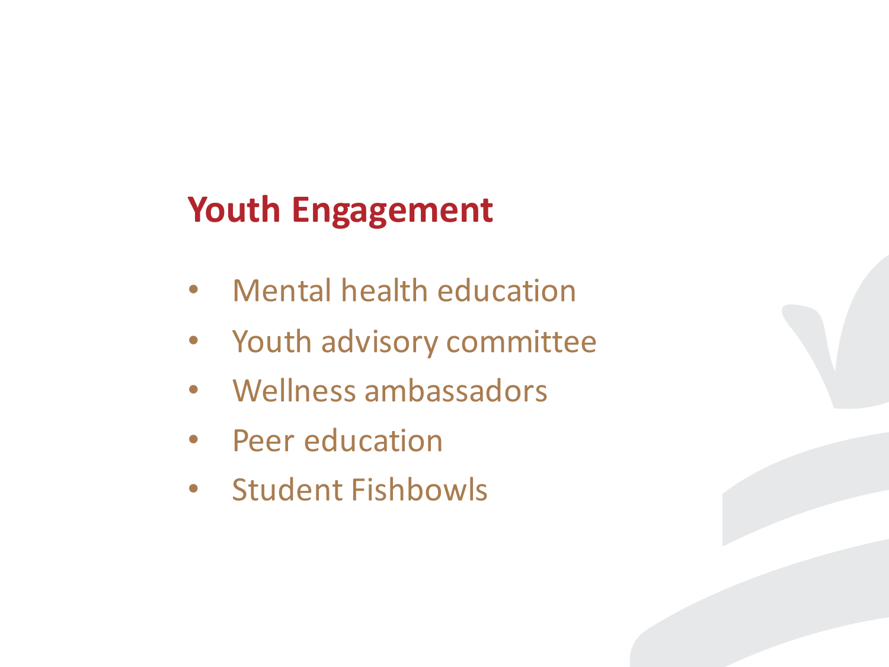## Youth Engagement

- Mental health education
- Youth advisory committee
- Wellness ambassadors
- Peer education
- Student Fishbowls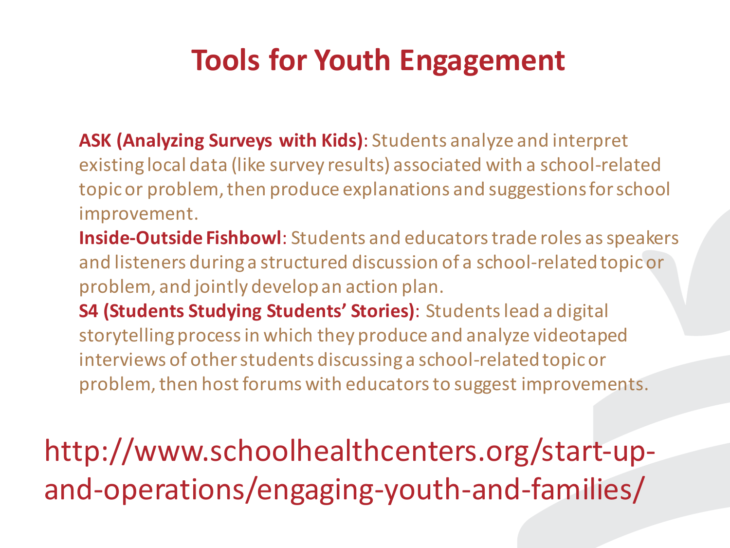# Tools for Youth Engagement

**ASK (Analyzing Surveys with Kids)**: Students analyze and interpret existing local data (like survey results) associated with a school-related topic or problem, then produce explanations and suggestions for school improvement.

**Inside-Outside Fishbowl**: Students and educators trade roles as speakers and listeners during a structured discussion of a school-related topic or problem, and jointly develop an action plan.

**S4 (Students Studying Students' Stories)**: Students lead a digital storytelling process in which they produce and analyze videotaped interviews of other students discussing a school-related topic or problem, then host forums with educators to suggest improvements.

http://www.schoolhealthcenters.org/start-up-and-operations/engaging-youth-and-families/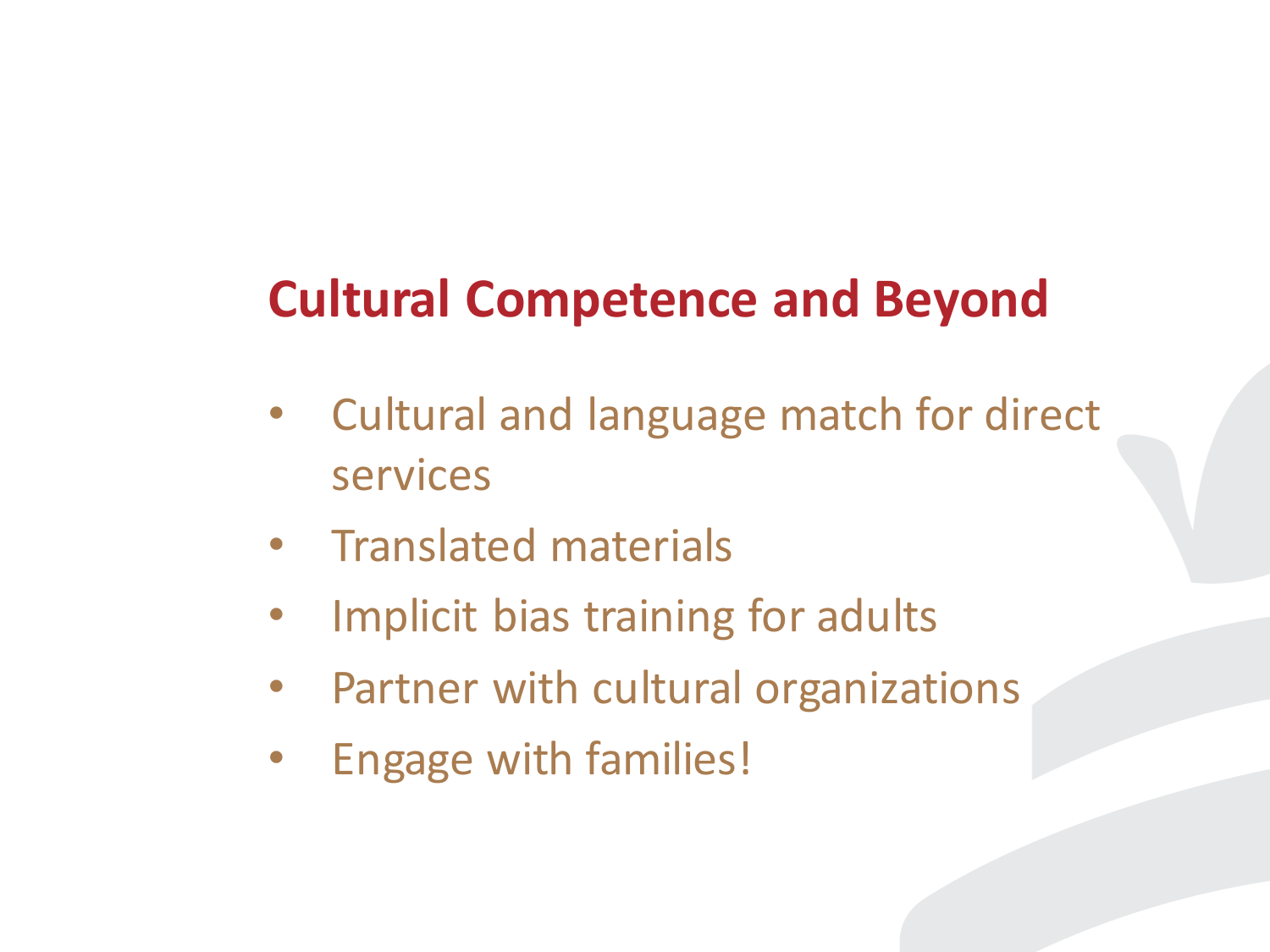## Cultural Competence and Beyond

- Cultural and language match for direct services
- Translated materials
- Implicit bias training for adults
- Partner with cultural organizations
- Engage with families!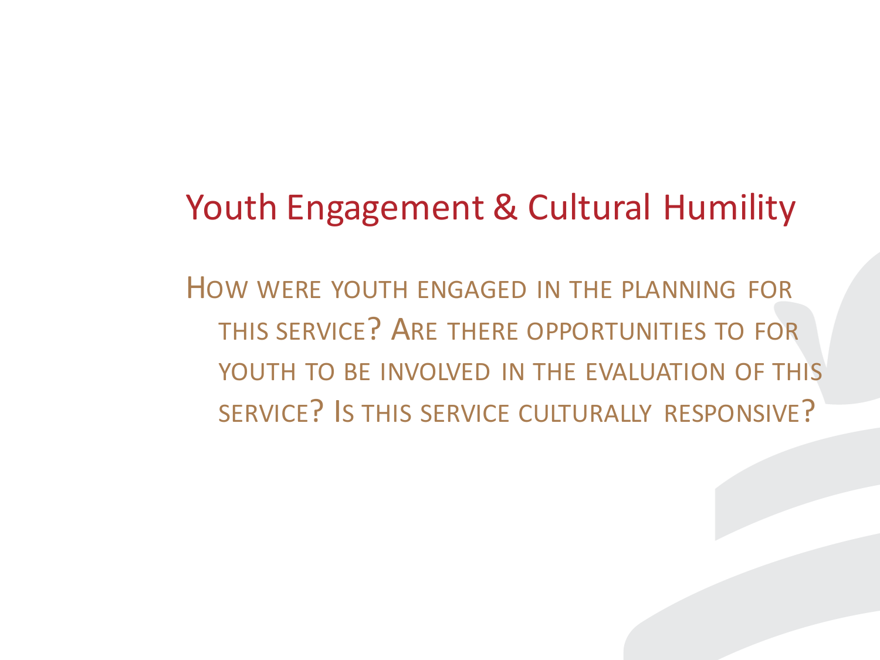# Youth Engagement & Cultural Humility

How were youth engaged in the planning for this service? Are there opportunities to for youth to be involved in the evaluation of this service? Is this service culturally responsive?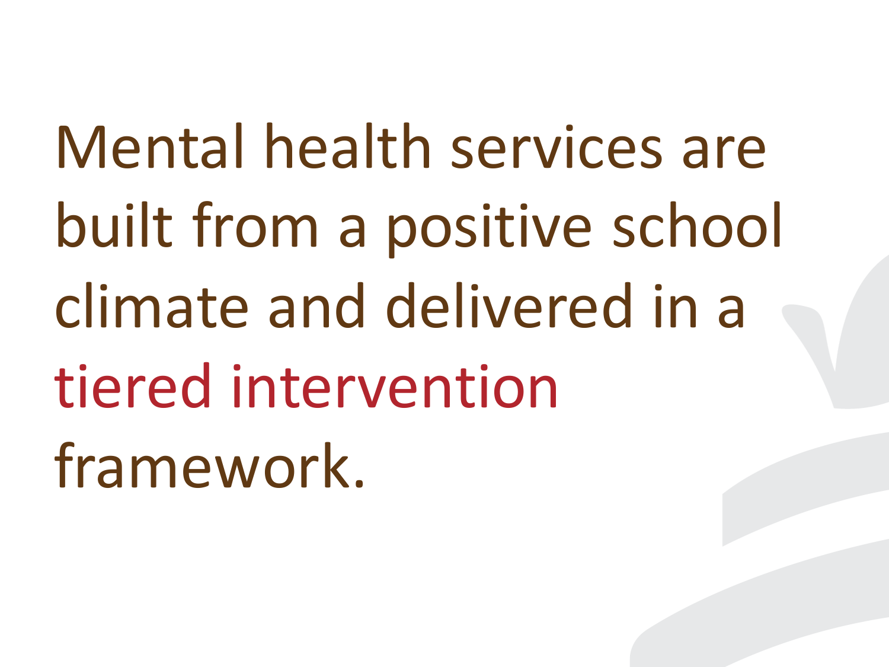Mental health services are built from a positive school climate and delivered in a tiered intervention framework.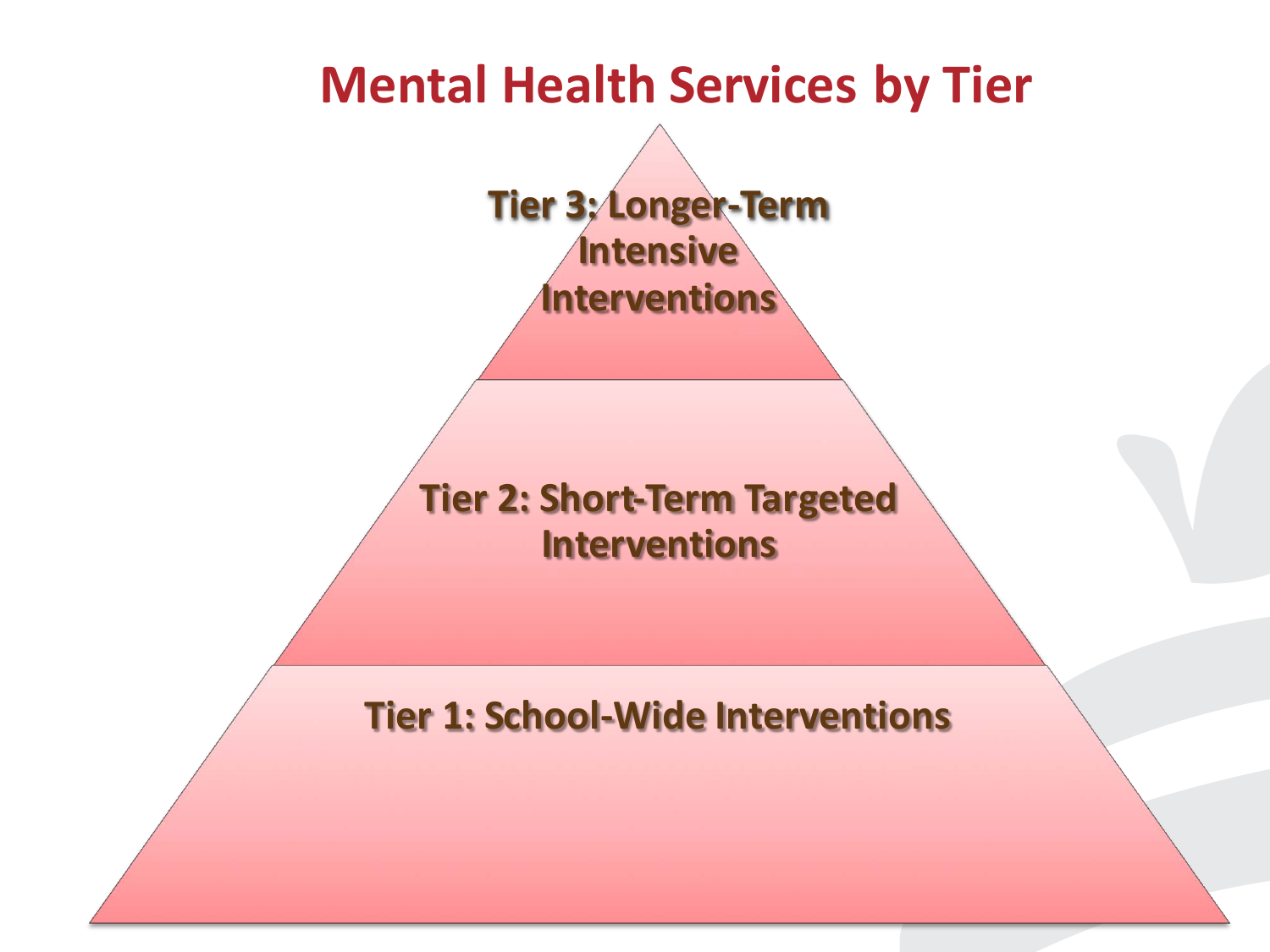# Mental Health Services by Tier

Tier 3: Longer-Term Intensive Interventions

Tier 2: Short-Term Targeted Interventions

Tier 1: School-Wide Interventions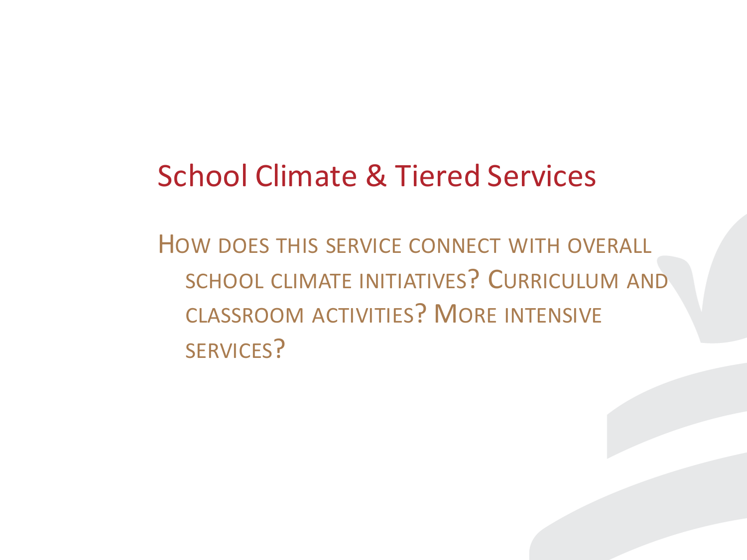# School Climate & Tiered Services

HOW DOES THIS SERVICE CONNECT WITH OVERALL SCHOOL CLIMATE INITIATIVES? CURRICULUM AND CLASSROOM ACTIVITIES? MORE INTENSIVE SERVICES?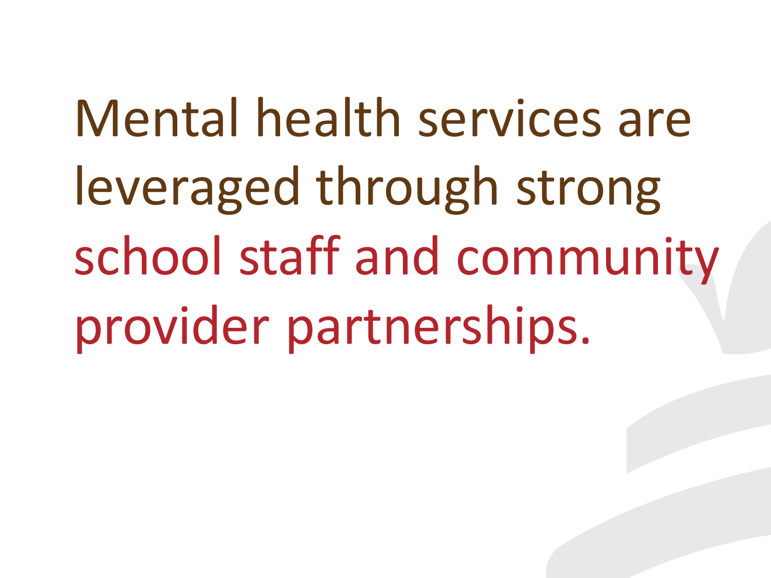Mental health services are leveraged through strong school staff and community provider partnerships.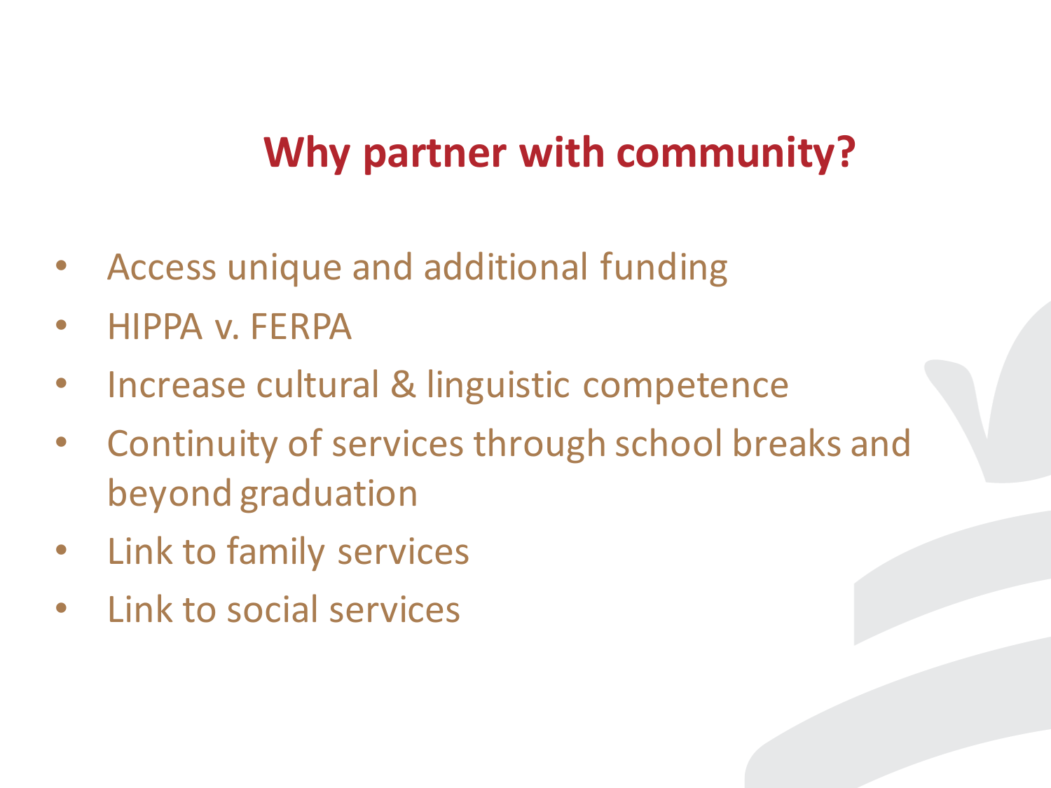# Why partner with community?

- Access unique and additional funding
- HIPPA v. FERPA
- Increase cultural & linguistic competence
- Continuity of services through school breaks and beyond graduation
- Link to family services
- Link to social services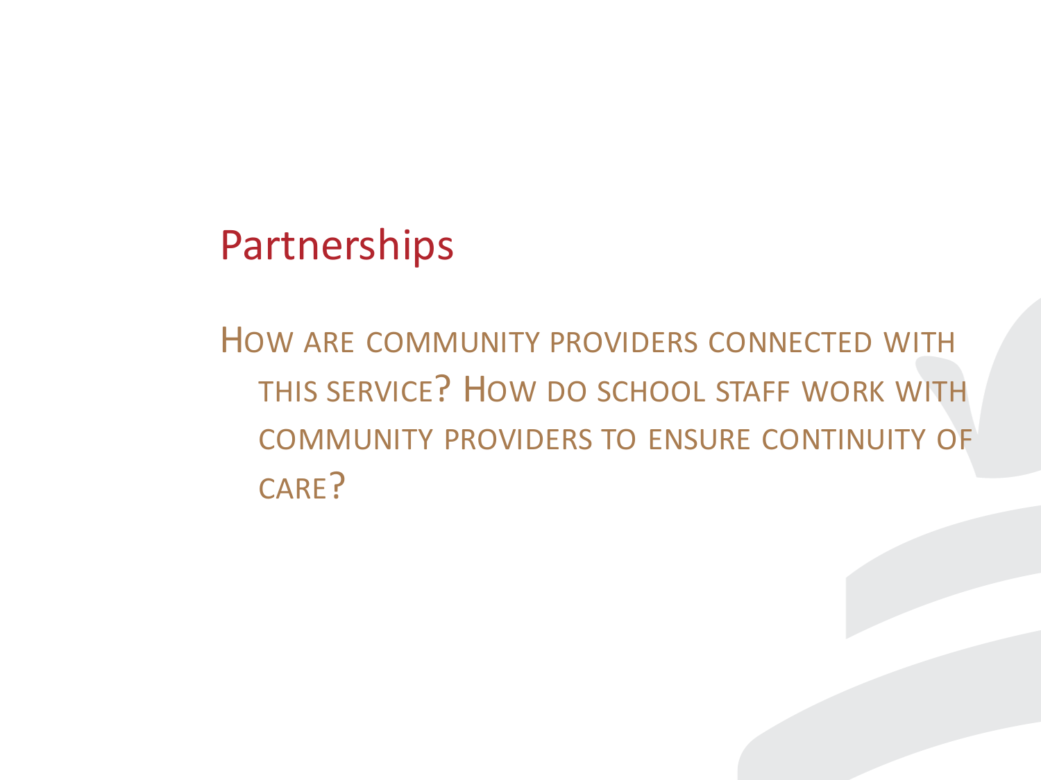# Partnerships

How are community providers connected with this service? How do school staff work with community providers to ensure continuity of care?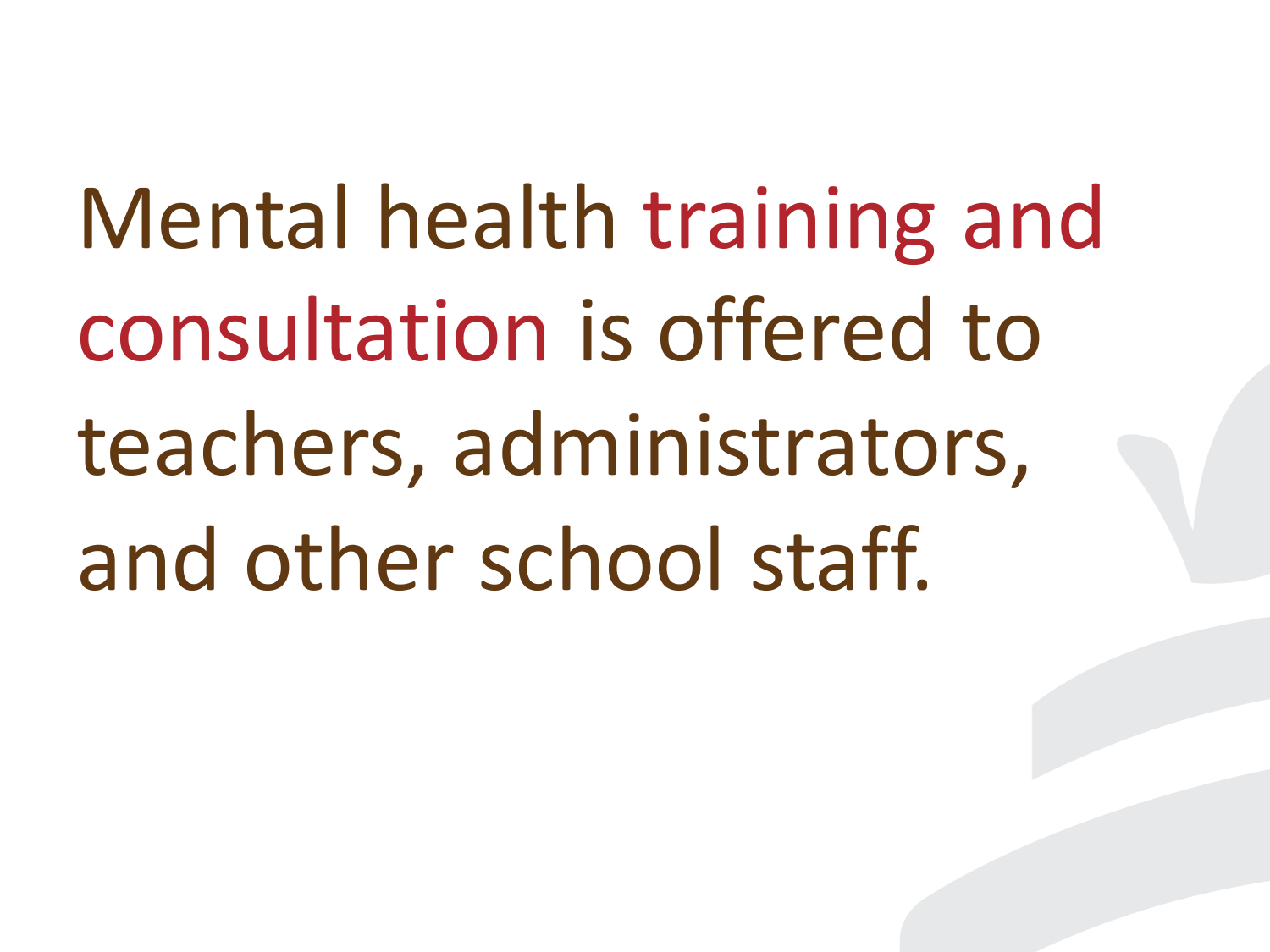Mental health training and consultation is offered to teachers, administrators, and other school staff.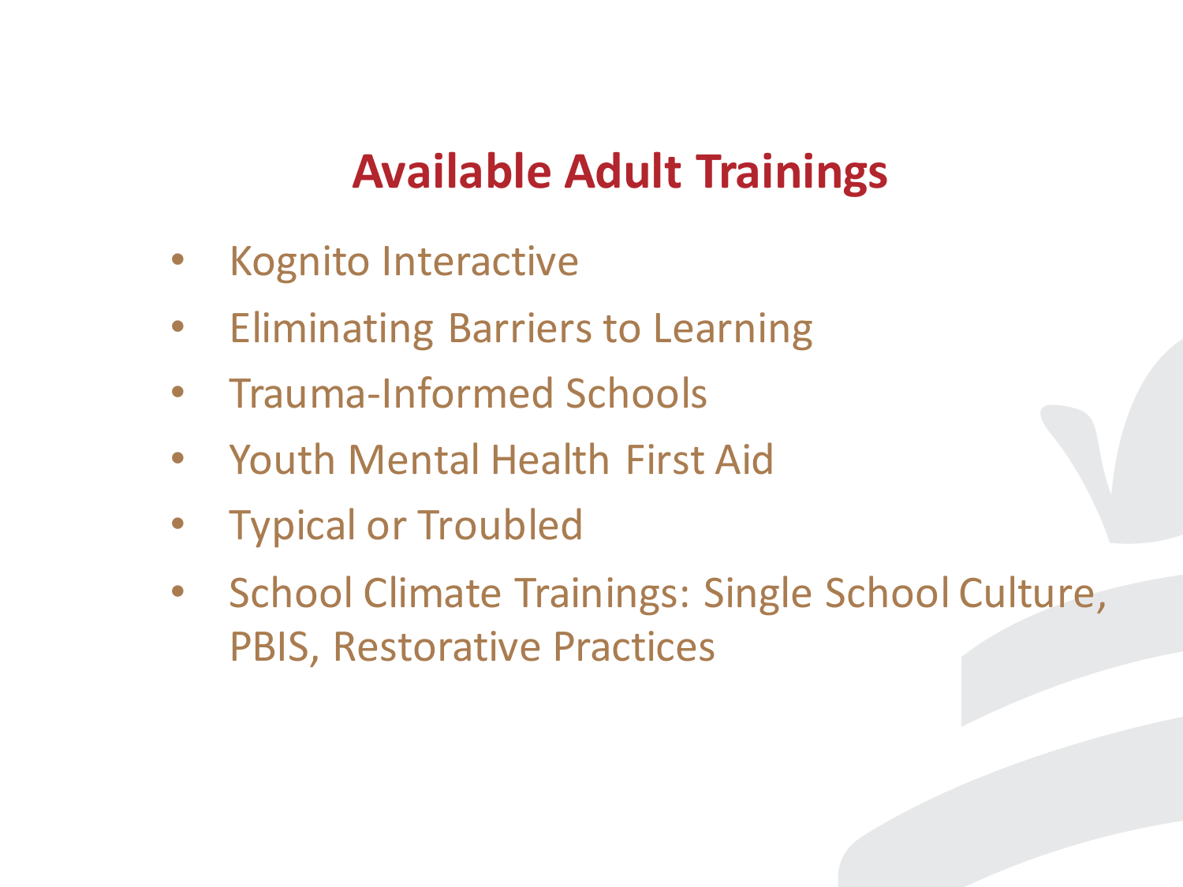# Available Adult Trainings

- Kognito Interactive
- Eliminating Barriers to Learning
- Trauma-Informed Schools
- Youth Mental Health First Aid
- Typical or Troubled
- School Climate Trainings: Single School Culture, PBIS, Restorative Practices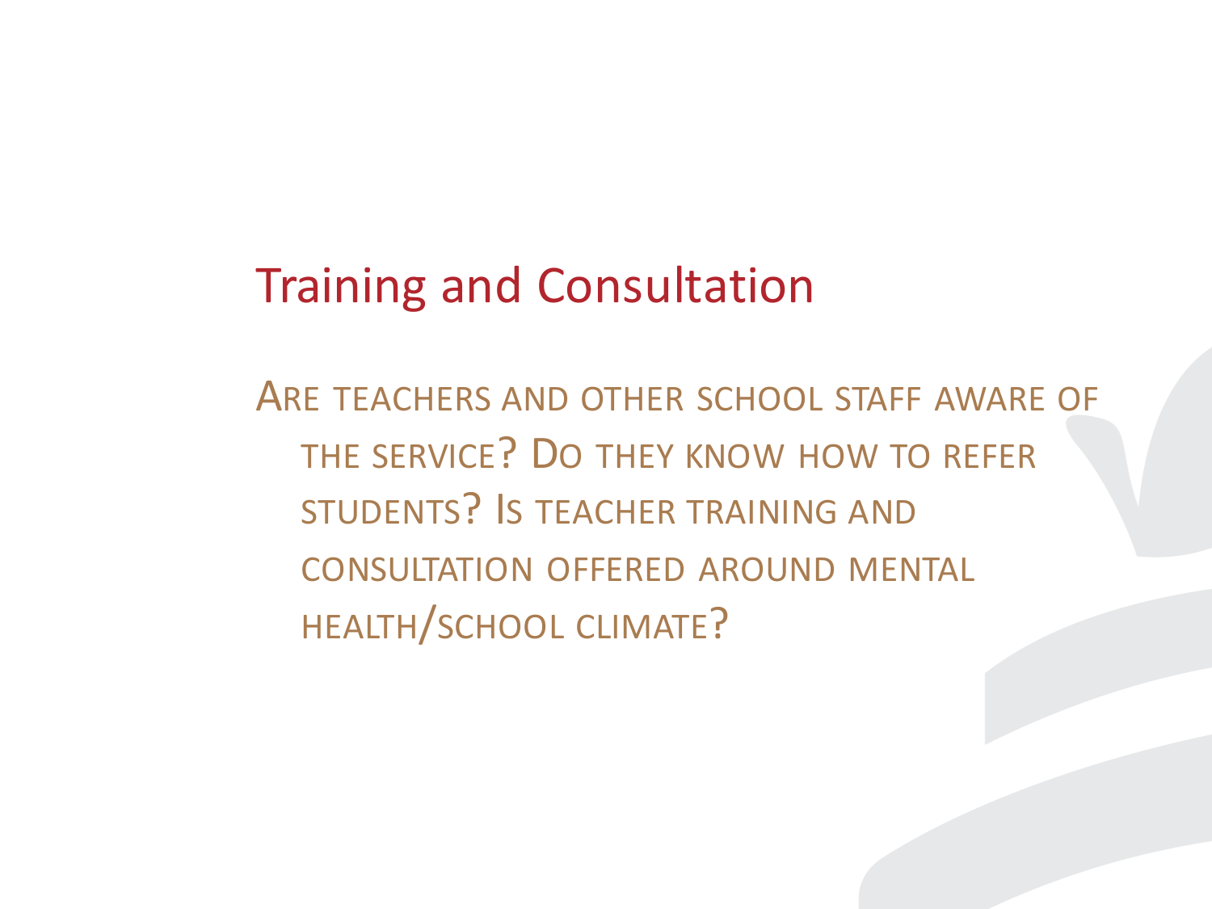# Training and Consultation

Are teachers and other school staff aware of the service? Do they know how to refer students? Is teacher training and consultation offered around mental health/school climate?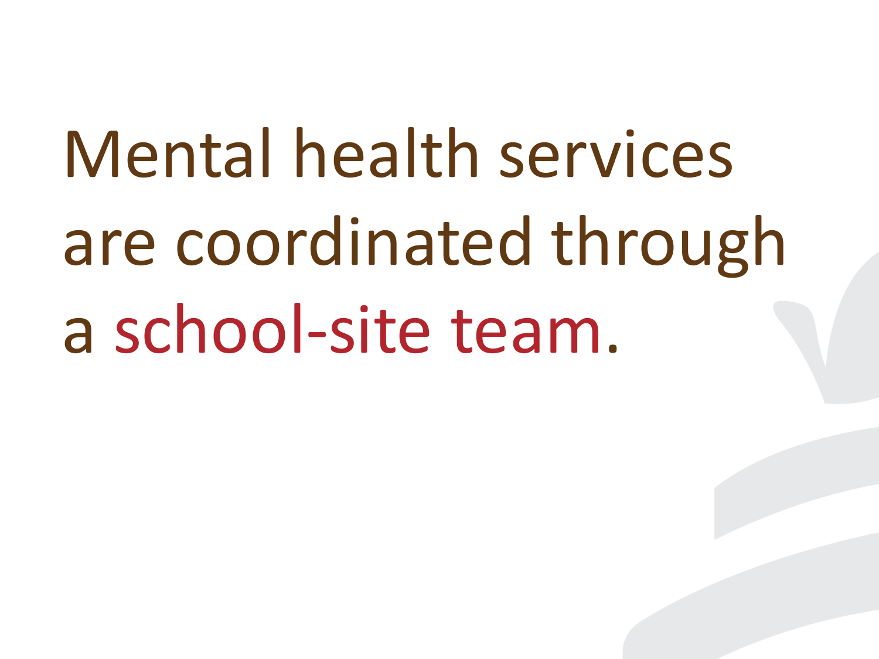Mental health services are coordinated through a school-site team.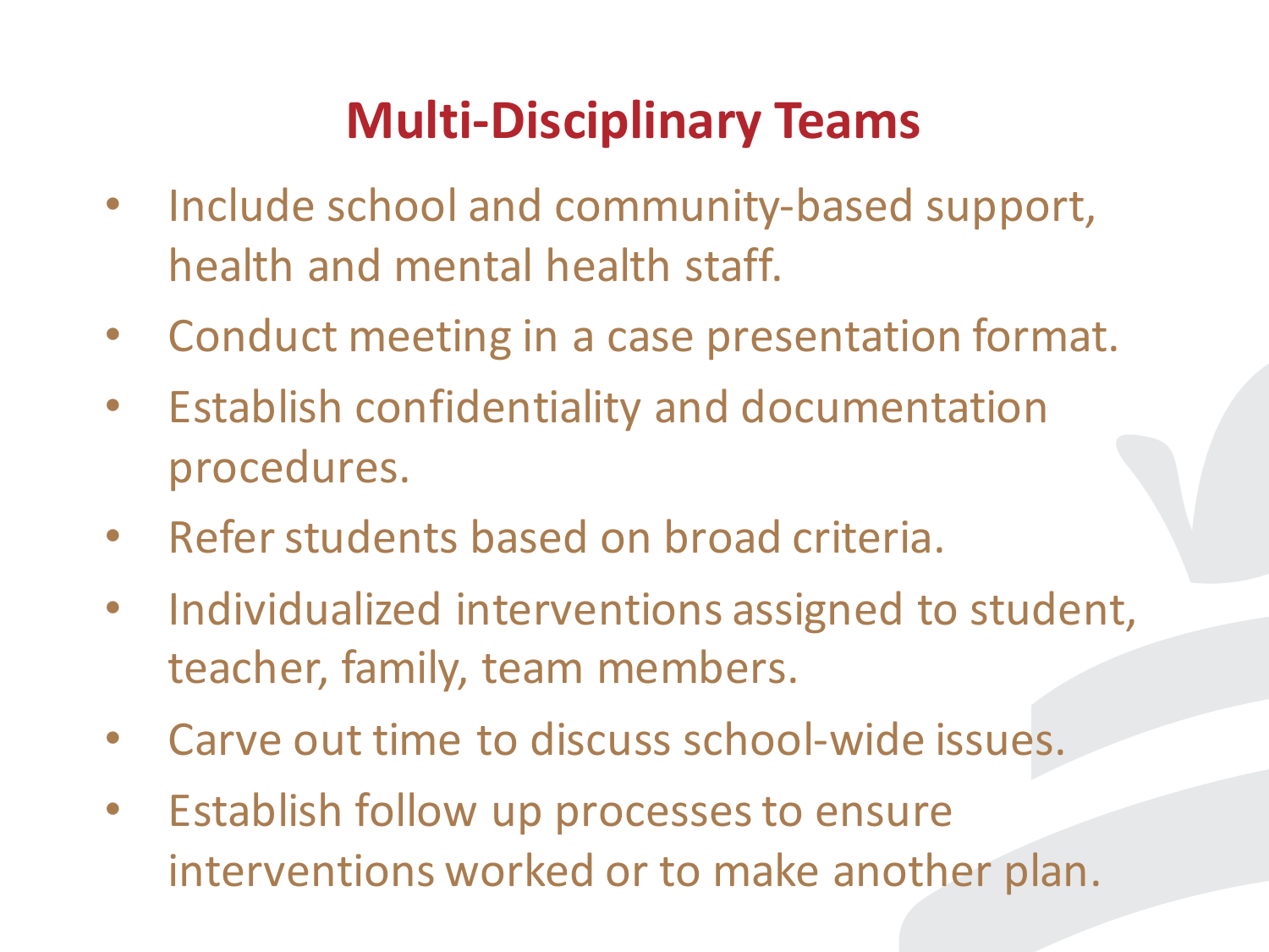# Multi-Disciplinary Teams

- Include school and community-based support, health and mental health staff.
- Conduct meeting in a case presentation format.
- Establish confidentiality and documentation procedures.
- Refer students based on broad criteria.
- Individualized interventions assigned to student, teacher, family, team members.
- Carve out time to discuss school-wide issues.
- Establish follow up processes to ensure interventions worked or to make another plan.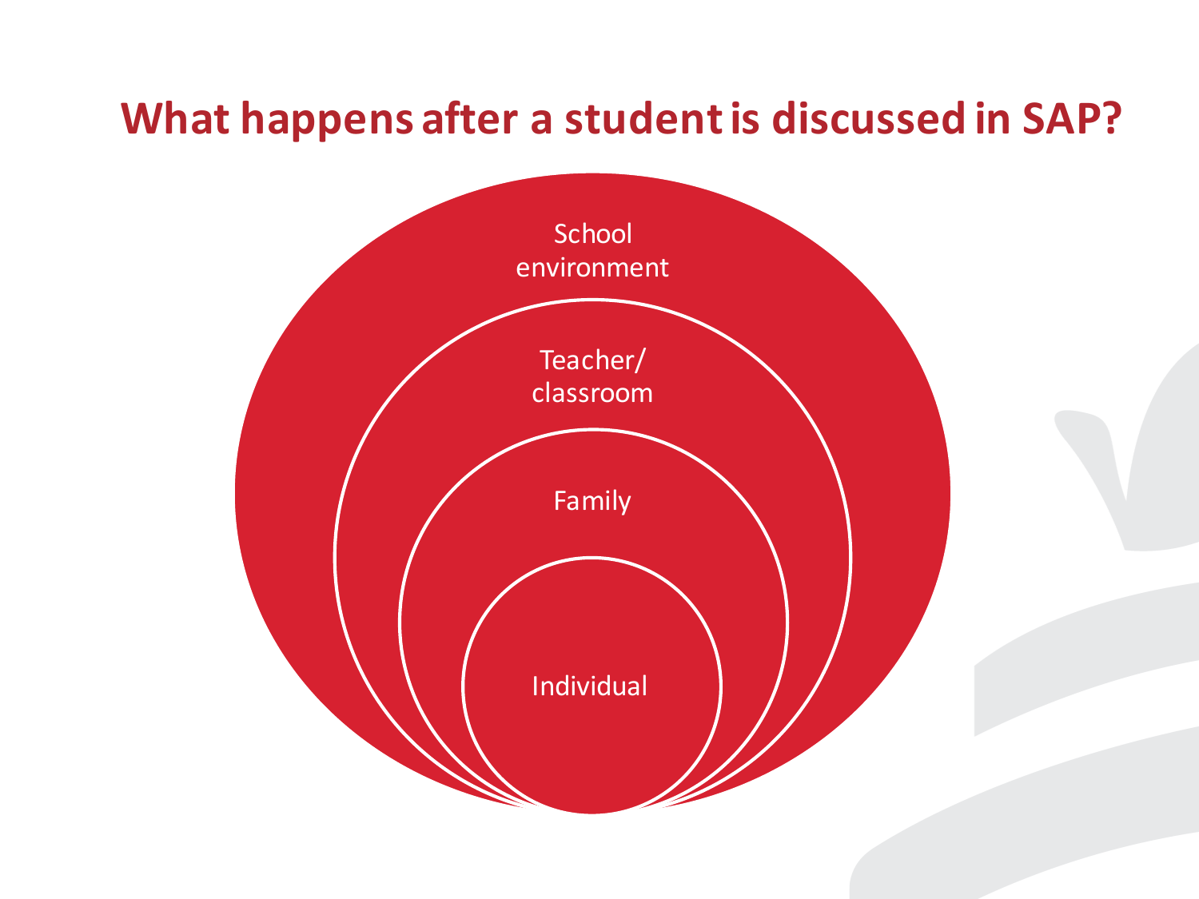# What happens after a student is discussed in SAP?

- School environment
- Teacher/ classroom
- Family
- Individual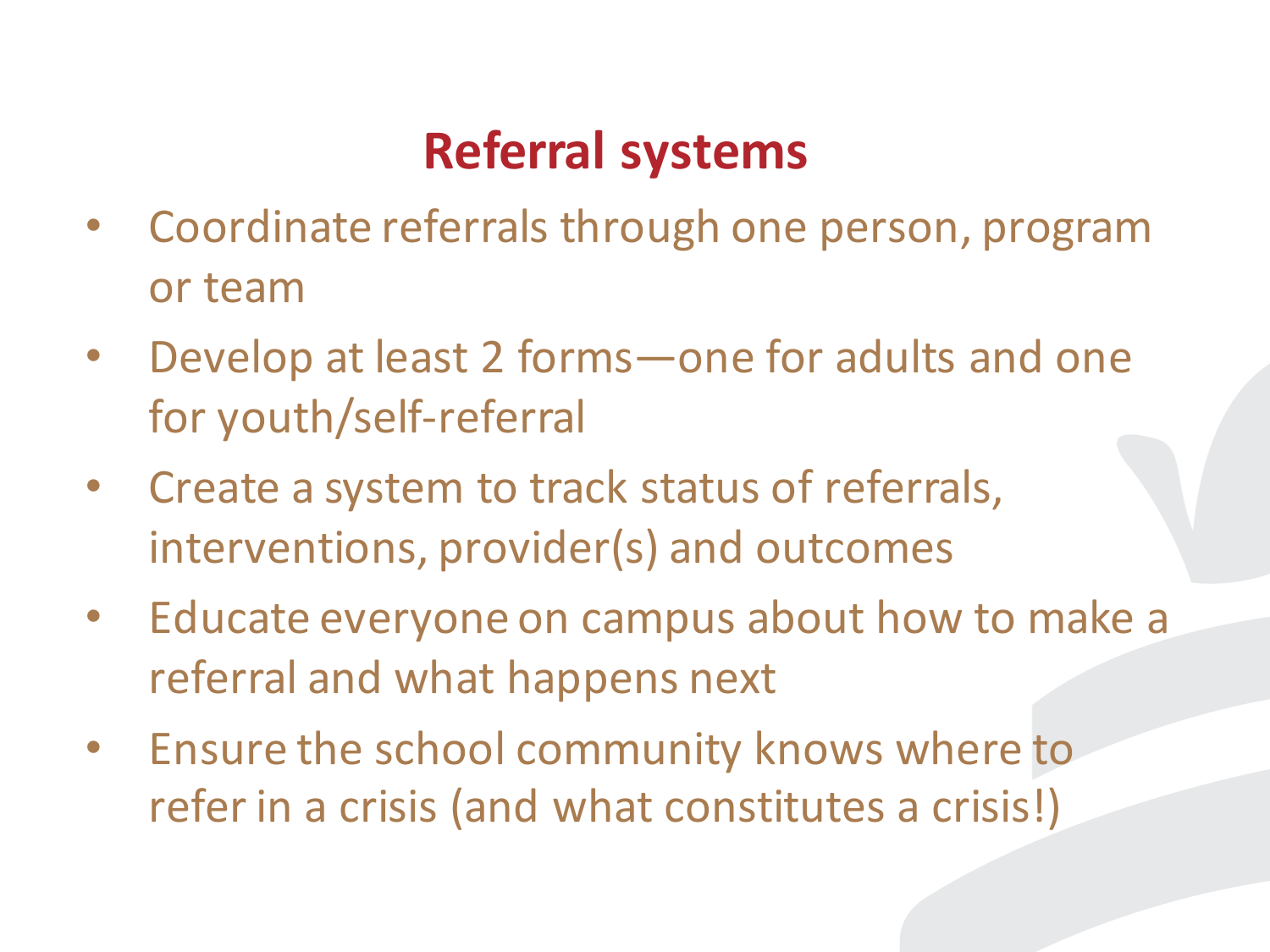# Referral systems

- Coordinate referrals through one person, program or team
- Develop at least 2 forms—one for adults and one for youth/self-referral
- Create a system to track status of referrals, interventions, provider(s) and outcomes
- Educate everyone on campus about how to make a referral and what happens next
- Ensure the school community knows where to refer in a crisis (and what constitutes a crisis!)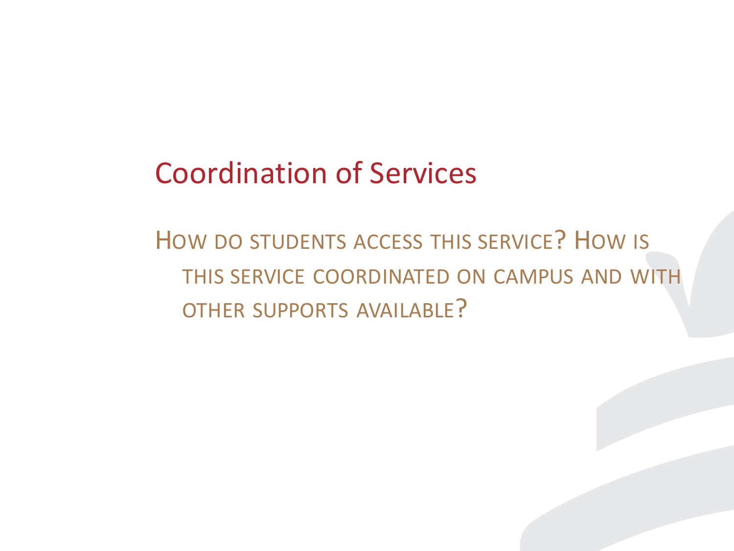# Coordination of Services

HOW DO STUDENTS ACCESS THIS SERVICE? HOW IS THIS SERVICE COORDINATED ON CAMPUS AND WITH OTHER SUPPORTS AVAILABLE?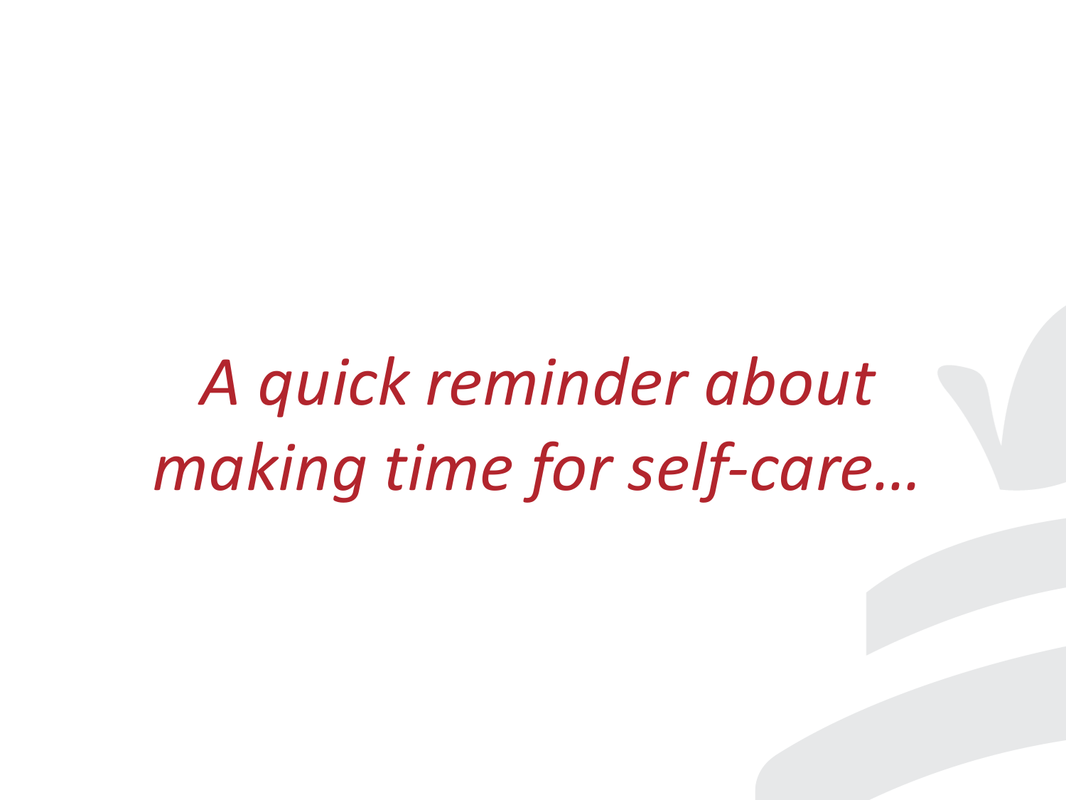*A quick reminder about making time for self-care…*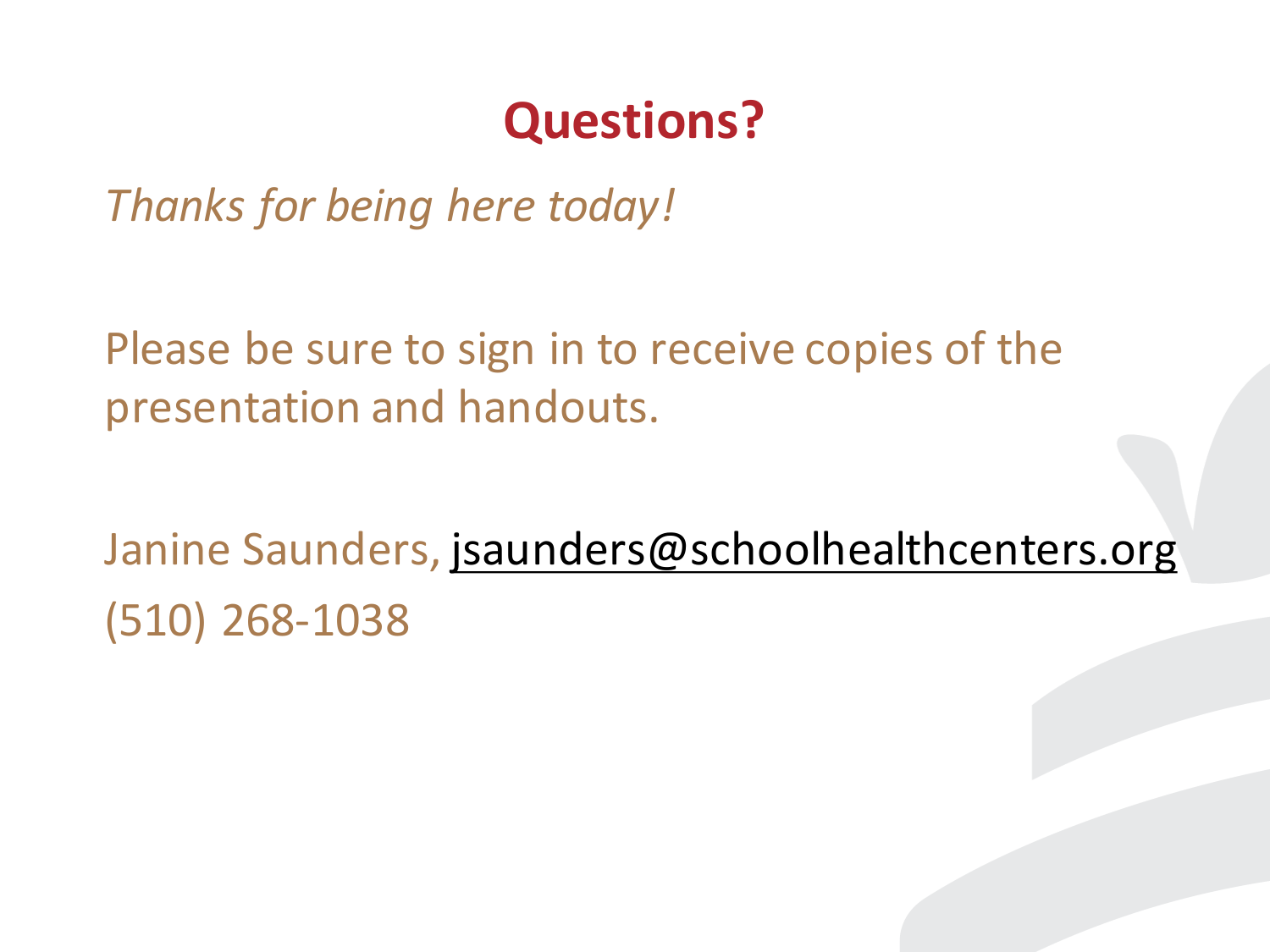# Questions?

*Thanks for being here today!*

Please be sure to sign in to receive copies of the presentation and handouts.

Janine Saunders, jsaunders@schoolhealthcenters.org
(510) 268-1038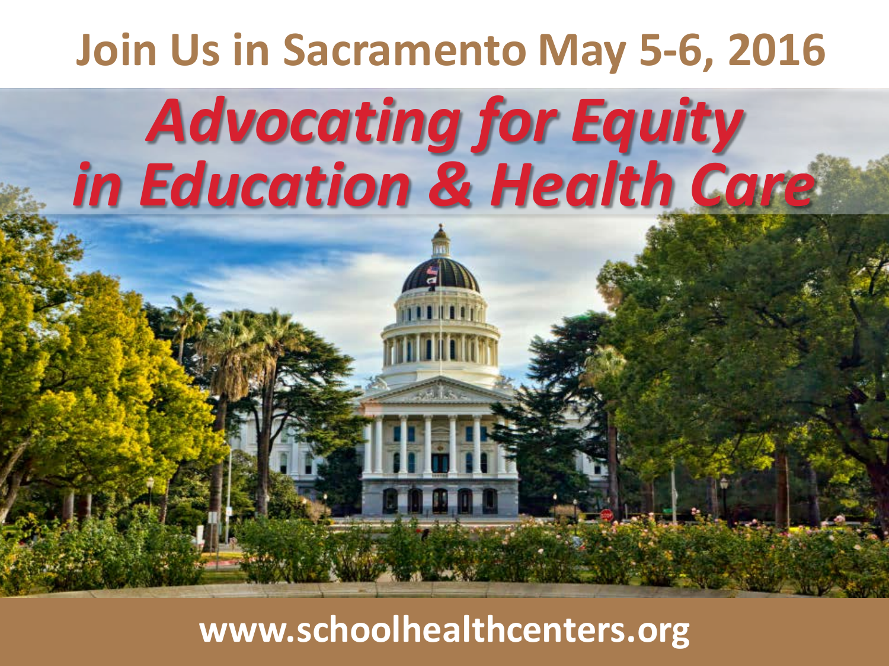# Join Us in Sacramento May 5-6, 2016

## *Advocating for Equity in Education & Health Care*

**www.schoolhealthcenters.org**